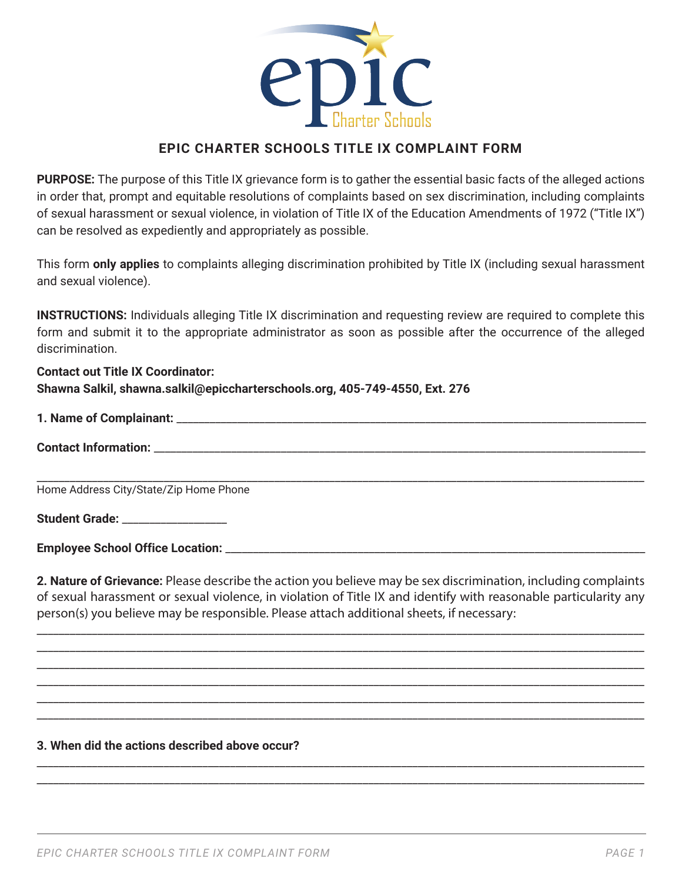# EPIC CHARTER SCHOOLS TITLE IX COMPLAINT FORM

**PURPOSE:** The purpose of this Title IX grievance form is to gather the essential basic facts of the alleged actions in order that, prompt and equitable resolutions of complaints based on sex discrimination, including complaints of sexual harassment or sexual violence, in violation of Title IX of the Education Amendments of 1972 ("Title IX") can be resolved as expediently and appropriately as possible.

This form **only applies** to complaints alleging discrimination prohibited by Title IX (including sexual harassment and sexual violence).

**INSTRUCTIONS:** Individuals alleging Title IX discrimination and requesting review are required to complete this form and submit it to the appropriate administrator as soon as possible after the occurrence of the alleged discrimination.

**Contact out Title IX Coordinator:**
**Shawna Salkil, shawna.salkil@epiccharterschools.org, 405-749-4550, Ext. 276**

**1. Name of Complainant:** ______________________________________________

**Contact Information:** ______________________________________________

______________________________________________
Home Address City/State/Zip Home Phone

**Student Grade:** ____________

**Employee School Office Location:** ______________________________________________

**2. Nature of Grievance:** Please describe the action you believe may be sex discrimination, including complaints of sexual harassment or sexual violence, in violation of Title IX and identify with reasonable particularity any person(s) you believe may be responsible. Please attach additional sheets, if necessary:

______________________________________________
______________________________________________
______________________________________________
______________________________________________
______________________________________________
______________________________________________

**3. When did the actions described above occur?**

______________________________________________
______________________________________________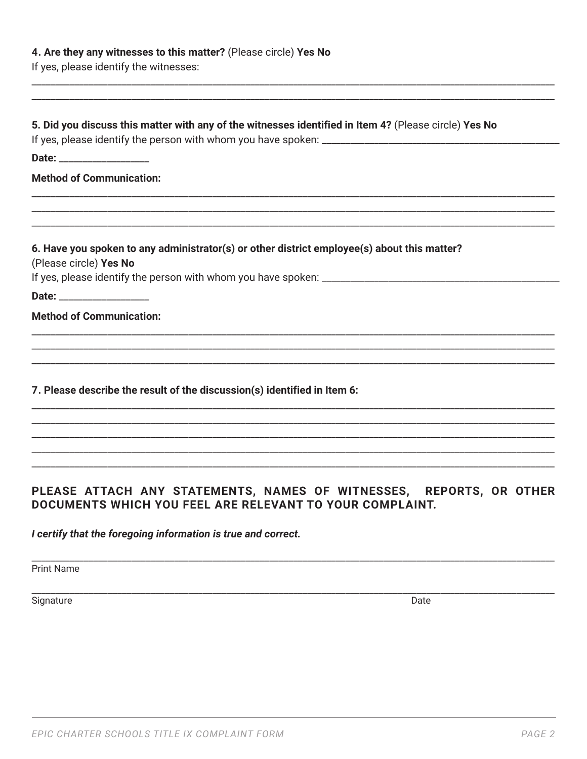**4. Are they any witnesses to this matter?** (Please circle) **Yes No**

If yes, please identify the witnesses:

______________________________________________________________________________

______________________________________________________________________________

**5. Did you discuss this matter with any of the witnesses identified in Item 4?** (Please circle) **Yes No**

If yes, please identify the person with whom you have spoken: ______________________________

**Date:** ______________

**Method of Communication:**

______________________________________________________________________________

______________________________________________________________________________

______________________________________________________________________________

**6. Have you spoken to any administrator(s) or other district employee(s) about this matter?**

(Please circle) **Yes No**

If yes, please identify the person with whom you have spoken: ______________________________

**Date:** ______________

**Method of Communication:**

______________________________________________________________________________

______________________________________________________________________________

______________________________________________________________________________

**7. Please describe the result of the discussion(s) identified in Item 6:**

______________________________________________________________________________

______________________________________________________________________________

______________________________________________________________________________

______________________________________________________________________________

______________________________________________________________________________

**PLEASE ATTACH ANY STATEMENTS, NAMES OF WITNESSES, REPORTS, OR OTHER DOCUMENTS WHICH YOU FEEL ARE RELEVANT TO YOUR COMPLAINT.**

***I certify that the foregoing information is true and correct.***

______________________________________________________________________________

Print Name

______________________________________________________________________________

Signature                                                                                                                        Date